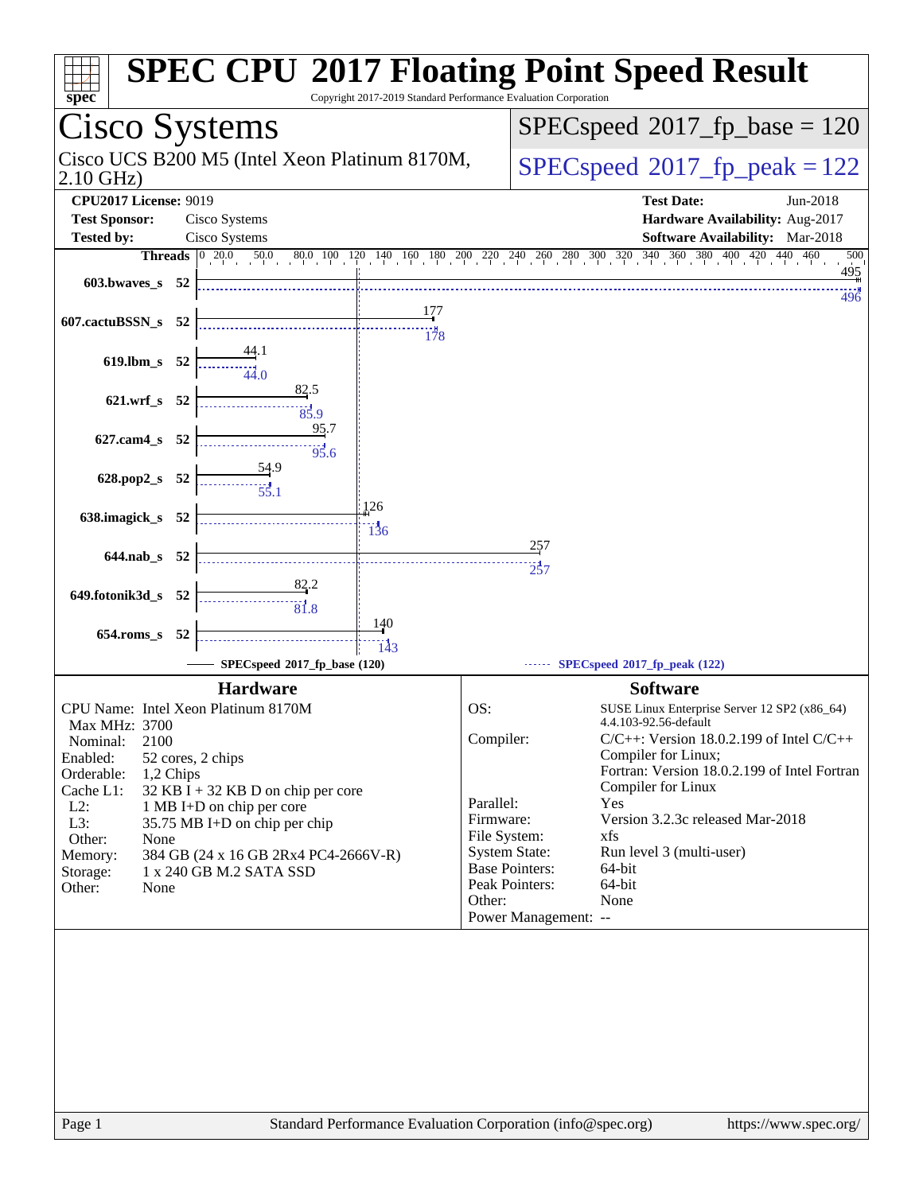# SPEC CPU 2017 Floating Point Speed Result

Copyright 2017-2019 Standard Performance Evaluation Corporation

## Cisco Systems

Cisco UCS B200 M5 (Intel Xeon Platinum 8170M, 2.10 GHz)

SPECspeed 2017_fp_base = 120

SPECspeed 2017_fp_peak = 122

**CPU2017 License:** 9019
**Test Sponsor:** Cisco Systems
**Tested by:** Cisco Systems

**Test Date:** Jun-2018
**Hardware Availability:** Aug-2017
**Software Availability:** Mar-2018

| Benchmark | Threads | Base | Peak |
|---|---|---|---|
| 603.bwaves_s | 52 | 495 | 496 |
| 607.cactuBSSN_s | 52 | 177 | 178 |
| 619.lbm_s | 52 | 44.1 | 44.0 |
| 621.wrf_s | 52 | 82.5 | 85.9 |
| 627.cam4_s | 52 | 95.7 | 95.6 |
| 628.pop2_s | 52 | 54.9 | 55.1 |
| 638.imagick_s | 52 | 126 | 136 |
| 644.nab_s | 52 | 257 | 257 |
| 649.fotonik3d_s | 52 | 82.2 | 81.8 |
| 654.roms_s | 52 | 140 | 143 |

SPECspeed 2017_fp_base (120)

SPECspeed 2017_fp_peak (122)

### Hardware

| | |
|---|---|
| CPU Name: | Intel Xeon Platinum 8170M |
| Max MHz: | 3700 |
| Nominal: | 2100 |
| Enabled: | 52 cores, 2 chips |
| Orderable: | 1,2 Chips |
| Cache L1: | 32 KB I + 32 KB D on chip per core |
| L2: | 1 MB I+D on chip per core |
| L3: | 35.75 MB I+D on chip per chip |
| Other: | None |
| Memory: | 384 GB (24 x 16 GB 2Rx4 PC4-2666V-R) |
| Storage: | 1 x 240 GB M.2 SATA SSD |
| Other: | None |

### Software

| | |
|---|---|
| OS: | SUSE Linux Enterprise Server 12 SP2 (x86_64) 4.4.103-92.56-default |
| Compiler: | C/C++: Version 18.0.2.199 of Intel C/C++ Compiler for Linux; Fortran: Version 18.0.2.199 of Intel Fortran Compiler for Linux |
| Parallel: | Yes |
| Firmware: | Version 3.2.3c released Mar-2018 |
| File System: | xfs |
| System State: | Run level 3 (multi-user) |
| Base Pointers: | 64-bit |
| Peak Pointers: | 64-bit |
| Other: | None |
| Power Management: | -- |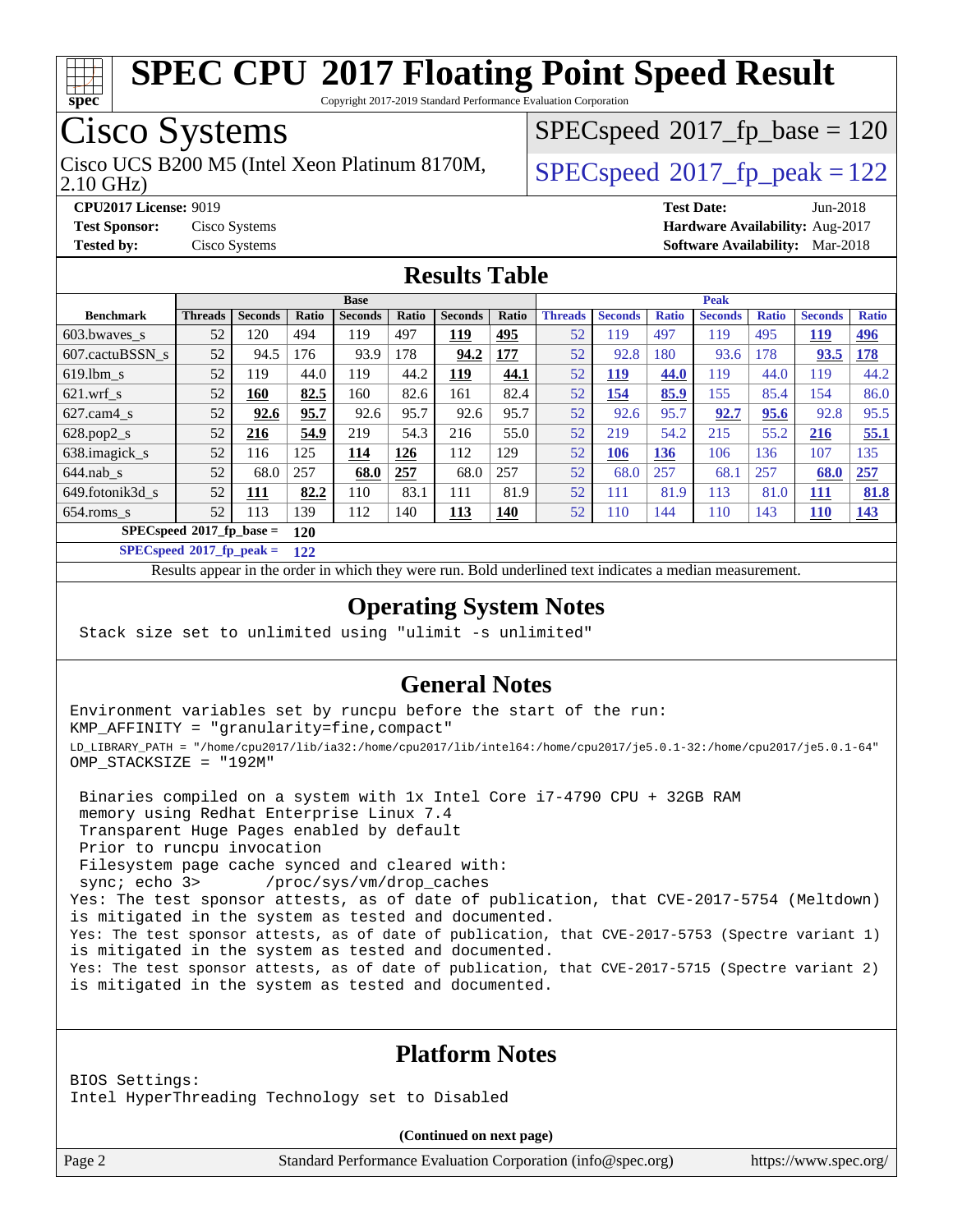# SPEC CPU 2017 Floating Point Speed Result

Copyright 2017-2019 Standard Performance Evaluation Corporation

## Cisco Systems

Cisco UCS B200 M5 (Intel Xeon Platinum 8170M, 2.10 GHz)

SPECspeed 2017_fp_base = 120

SPECspeed 2017_fp_peak = 122

**CPU2017 License:** 9019
**Test Sponsor:** Cisco Systems
**Tested by:** Cisco Systems

**Test Date:** Jun-2018
**Hardware Availability:** Aug-2017
**Software Availability:** Mar-2018

## Results Table

| Benchmark | Base | | | | | | | Peak | | | | | | |
|---|---|---|---|---|---|---|---|---|---|---|---|---|---|---|
| | Threads | Seconds | Ratio | Seconds | Ratio | Seconds | Ratio | Threads | Seconds | Ratio | Seconds | Ratio | Seconds | Ratio |
| 603.bwaves_s | 52 | 120 | 494 | 119 | 497 | **119** | **495** | 52 | 119 | 497 | 119 | 495 | **119** | **496** |
| 607.cactuBSSN_s | 52 | 94.5 | 176 | 93.9 | 178 | **94.2** | **177** | 52 | 92.8 | 180 | 93.6 | 178 | **93.5** | **178** |
| 619.lbm_s | 52 | 119 | 44.0 | 119 | 44.2 | **119** | **44.1** | 52 | **119** | **44.0** | 119 | 44.0 | 119 | 44.2 |
| 621.wrf_s | 52 | **160** | **82.5** | 160 | 82.6 | 161 | 82.4 | 52 | **154** | **85.9** | 155 | 85.4 | 154 | 86.0 |
| 627.cam4_s | 52 | **92.6** | **95.7** | 92.6 | 95.7 | 92.6 | 95.7 | 52 | 92.6 | 95.7 | **92.7** | **95.6** | 92.8 | 95.5 |
| 628.pop2_s | 52 | **216** | **54.9** | 219 | 54.3 | 216 | 55.0 | 52 | 219 | 54.2 | 215 | 55.2 | **216** | **55.1** |
| 638.imagick_s | 52 | 116 | 125 | **114** | **126** | 112 | 129 | 52 | **106** | **136** | 106 | 136 | 107 | 135 |
| 644.nab_s | 52 | 68.0 | 257 | **68.0** | **257** | 68.0 | 257 | 52 | 68.0 | 257 | 68.1 | 257 | **68.0** | **257** |
| 649.fotonik3d_s | 52 | **111** | **82.2** | 110 | 83.1 | 111 | 81.9 | 52 | 111 | 81.9 | 113 | 81.0 | **111** | **81.8** |
| 654.roms_s | 52 | 113 | 139 | 112 | 140 | **113** | **140** | 52 | 110 | 144 | 110 | 143 | **110** | **143** |

**SPECspeed 2017_fp_base = 120**

**SPECspeed 2017_fp_peak = 122**

Results appear in the order in which they were run. Bold underlined text indicates a median measurement.

## Operating System Notes

```
Stack size set to unlimited using "ulimit -s unlimited"
```

## General Notes

```
Environment variables set by runcpu before the start of the run:
KMP_AFFINITY = "granularity=fine,compact"
LD_LIBRARY_PATH = "/home/cpu2017/lib/ia32:/home/cpu2017/lib/intel64:/home/cpu2017/je5.0.1-32:/home/cpu2017/je5.0.1-64"
OMP_STACKSIZE = "192M"

 Binaries compiled on a system with 1x Intel Core i7-4790 CPU + 32GB RAM
 memory using Redhat Enterprise Linux 7.4
 Transparent Huge Pages enabled by default
 Prior to runcpu invocation
 Filesystem page cache synced and cleared with:
 sync; echo 3>       /proc/sys/vm/drop_caches
Yes: The test sponsor attests, as of date of publication, that CVE-2017-5754 (Meltdown)
is mitigated in the system as tested and documented.
Yes: The test sponsor attests, as of date of publication, that CVE-2017-5753 (Spectre variant 1)
is mitigated in the system as tested and documented.
Yes: The test sponsor attests, as of date of publication, that CVE-2017-5715 (Spectre variant 2)
is mitigated in the system as tested and documented.
```

## Platform Notes

```
BIOS Settings:
Intel HyperThreading Technology set to Disabled
```

**(Continued on next page)**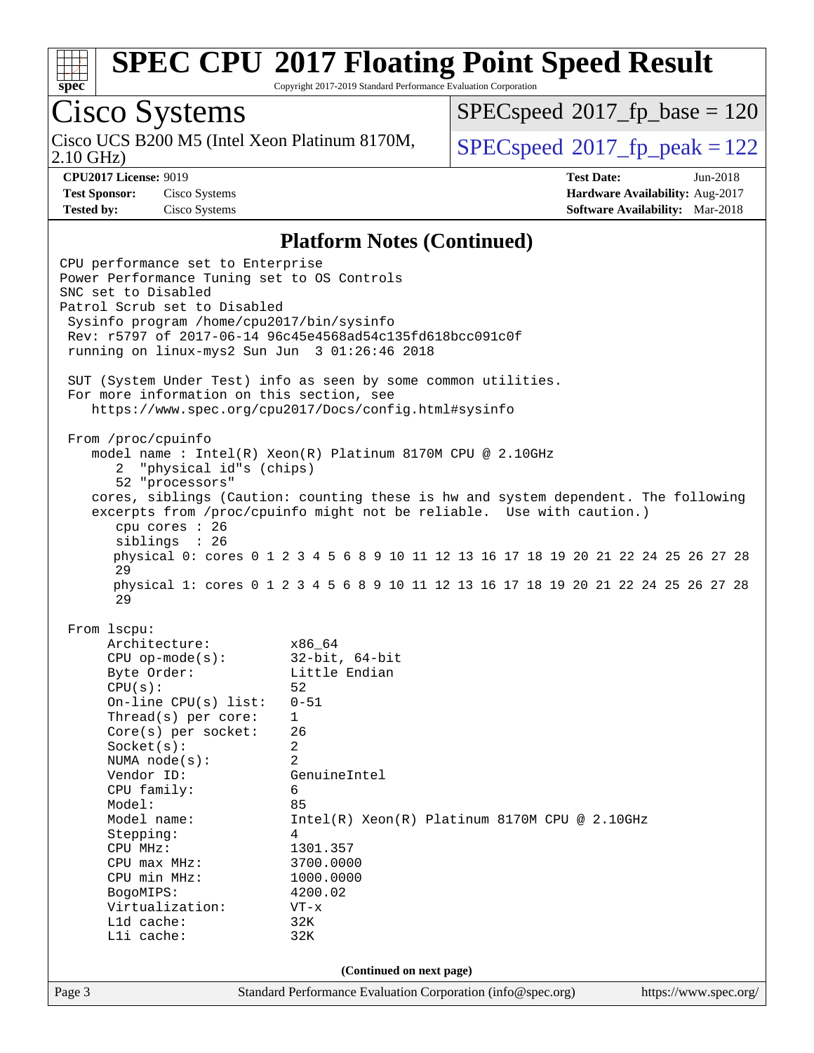# SPEC CPU 2017 Floating Point Speed Result

Copyright 2017-2019 Standard Performance Evaluation Corporation

## Cisco Systems

Cisco UCS B200 M5 (Intel Xeon Platinum 8170M, 2.10 GHz)

SPECspeed 2017_fp_base = 120

SPECspeed 2017_fp_peak = 122

**CPU2017 License:** 9019
**Test Sponsor:** Cisco Systems
**Tested by:** Cisco Systems

**Test Date:** Jun-2018
**Hardware Availability:** Aug-2017
**Software Availability:** Mar-2018

### Platform Notes (Continued)

```
CPU performance set to Enterprise
Power Performance Tuning set to OS Controls
SNC set to Disabled
Patrol Scrub set to Disabled
 Sysinfo program /home/cpu2017/bin/sysinfo
 Rev: r5797 of 2017-06-14 96c45e4568ad54c135fd618bcc091c0f
 running on linux-mys2 Sun Jun  3 01:26:46 2018

 SUT (System Under Test) info as seen by some common utilities.
 For more information on this section, see
    https://www.spec.org/cpu2017/Docs/config.html#sysinfo

 From /proc/cpuinfo
    model name : Intel(R) Xeon(R) Platinum 8170M CPU @ 2.10GHz
       2  "physical id"s (chips)
       52 "processors"
    cores, siblings (Caution: counting these is hw and system dependent. The following
    excerpts from /proc/cpuinfo might not be reliable.  Use with caution.)
       cpu cores : 26
       siblings  : 26
       physical 0: cores 0 1 2 3 4 5 6 8 9 10 11 12 13 16 17 18 19 20 21 22 24 25 26 27 28
       29
       physical 1: cores 0 1 2 3 4 5 6 8 9 10 11 12 13 16 17 18 19 20 21 22 24 25 26 27 28
       29

 From lscpu:
      Architecture:          x86_64
      CPU op-mode(s):        32-bit, 64-bit
      Byte Order:            Little Endian
      CPU(s):                52
      On-line CPU(s) list:   0-51
      Thread(s) per core:    1
      Core(s) per socket:    26
      Socket(s):             2
      NUMA node(s):          2
      Vendor ID:             GenuineIntel
      CPU family:            6
      Model:                 85
      Model name:            Intel(R) Xeon(R) Platinum 8170M CPU @ 2.10GHz
      Stepping:              4
      CPU MHz:               1301.357
      CPU max MHz:           3700.0000
      CPU min MHz:           1000.0000
      BogoMIPS:              4200.02
      Virtualization:        VT-x
      L1d cache:             32K
      L1i cache:             32K
```

(Continued on next page)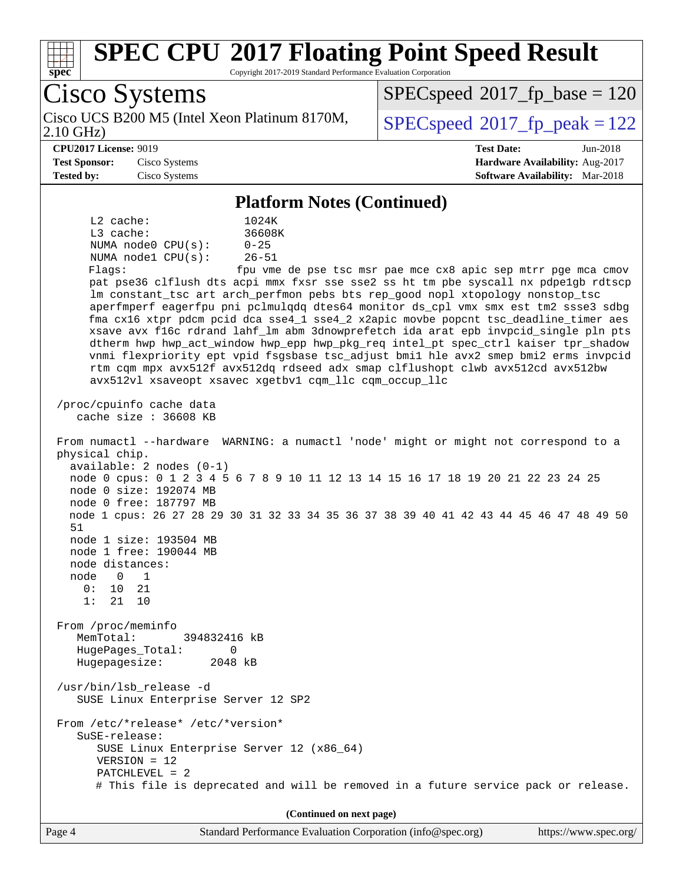# SPEC CPU 2017 Floating Point Speed Result

Copyright 2017-2019 Standard Performance Evaluation Corporation

## Cisco Systems

Cisco UCS B200 M5 (Intel Xeon Platinum 8170M, 2.10 GHz)

SPECspeed 2017_fp_base = 120

SPECspeed 2017_fp_peak = 122

**CPU2017 License:** 9019
**Test Sponsor:** Cisco Systems
**Tested by:** Cisco Systems

**Test Date:** Jun-2018
**Hardware Availability:** Aug-2017
**Software Availability:** Mar-2018

### Platform Notes (Continued)

```
     L2 cache:              1024K
     L3 cache:              36608K
     NUMA node0 CPU(s):     0-25
     NUMA node1 CPU(s):     26-51
     Flags:                 fpu vme de pse tsc msr pae mce cx8 apic sep mtrr pge mca cmov
     pat pse36 clflush dts acpi mmx fxsr sse sse2 ss ht tm pbe syscall nx pdpe1gb rdtscp
     lm constant_tsc art arch_perfmon pebs bts rep_good nopl xtopology nonstop_tsc
     aperfmperf eagerfpu pni pclmulqdq dtes64 monitor ds_cpl vmx smx est tm2 ssse3 sdbg
     fma cx16 xtpr pdcm pcid dca sse4_1 sse4_2 x2apic movbe popcnt tsc_deadline_timer aes
     xsave avx f16c rdrand lahf_lm abm 3dnowprefetch ida arat epb invpcid_single pln pts
     dtherm hwp hwp_act_window hwp_epp hwp_pkg_req intel_pt spec_ctrl kaiser tpr_shadow
     vnmi flexpriority ept vpid fsgsbase tsc_adjust bmi1 hle avx2 smep bmi2 erms invpcid
     rtm cqm mpx avx512f avx512dq rdseed adx smap clflushopt clwb avx512cd avx512bw
     avx512vl xsaveopt xsavec xgetbv1 cqm_llc cqm_occup_llc

 /proc/cpuinfo cache data
    cache size : 36608 KB

 From numactl --hardware  WARNING: a numactl 'node' might or might not correspond to a
 physical chip.
   available: 2 nodes (0-1)
   node 0 cpus: 0 1 2 3 4 5 6 7 8 9 10 11 12 13 14 15 16 17 18 19 20 21 22 23 24 25
   node 0 size: 192074 MB
   node 0 free: 187797 MB
   node 1 cpus: 26 27 28 29 30 31 32 33 34 35 36 37 38 39 40 41 42 43 44 45 46 47 48 49 50
   51
   node 1 size: 193504 MB
   node 1 free: 190044 MB
   node distances:
   node   0   1
     0:  10  21
     1:  21  10

 From /proc/meminfo
    MemTotal:       394832416 kB
    HugePages_Total:       0
    Hugepagesize:       2048 kB

 /usr/bin/lsb_release -d
    SUSE Linux Enterprise Server 12 SP2

 From /etc/*release* /etc/*version*
    SuSE-release:
       SUSE Linux Enterprise Server 12 (x86_64)
       VERSION = 12
       PATCHLEVEL = 2
       # This file is deprecated and will be removed in a future service pack or release.
```

(Continued on next page)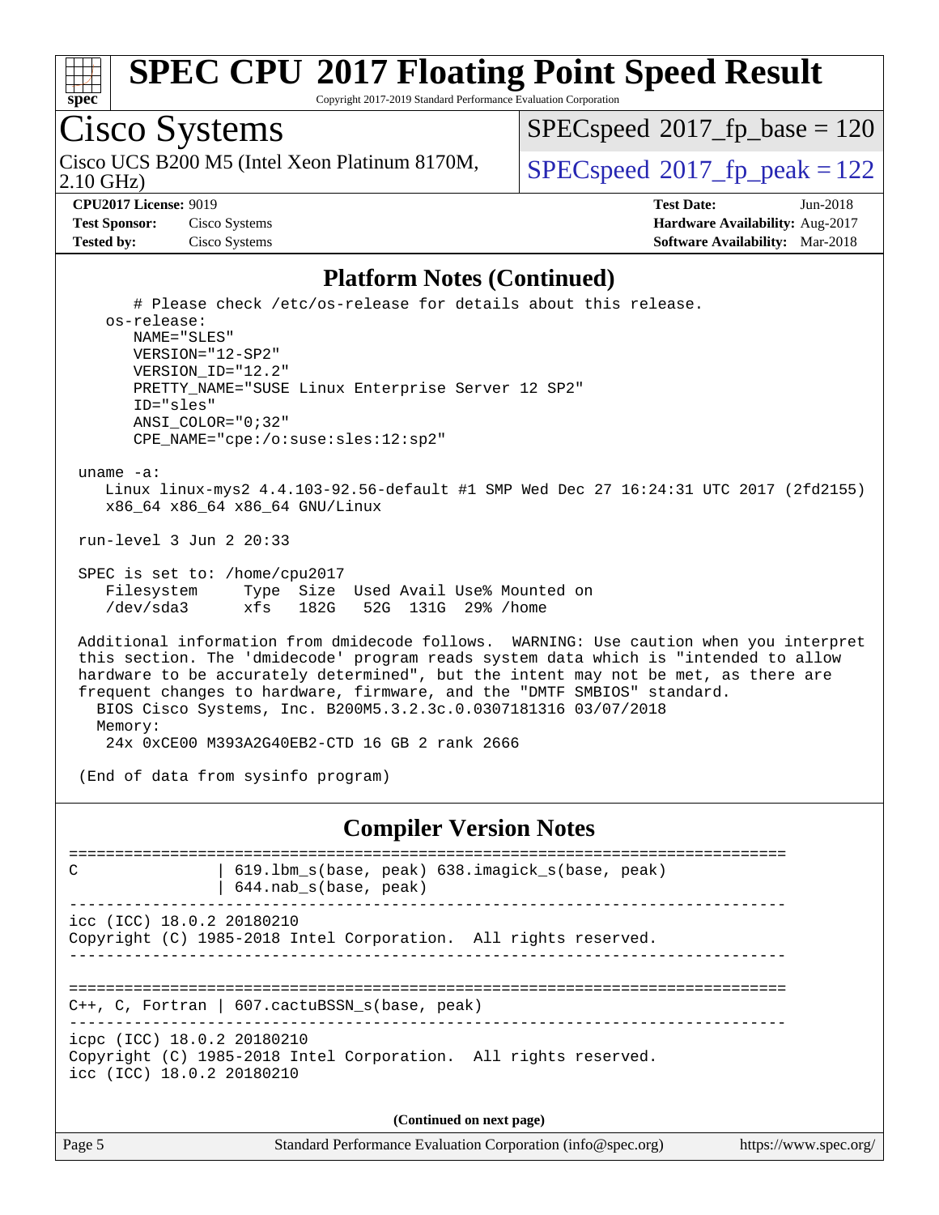## Platform Notes (Continued)

```
   # Please check /etc/os-release for details about this release.
 os-release:
    NAME="SLES"
    VERSION="12-SP2"
    VERSION_ID="12.2"
    PRETTY_NAME="SUSE Linux Enterprise Server 12 SP2"
    ID="sles"
    ANSI_COLOR="0;32"
    CPE_NAME="cpe:/o:suse:sles:12:sp2"

uname -a:
   Linux linux-mys2 4.4.103-92.56-default #1 SMP Wed Dec 27 16:24:31 UTC 2017 (2fd2155)
   x86_64 x86_64 x86_64 GNU/Linux

run-level 3 Jun 2 20:33

SPEC is set to: /home/cpu2017
   Filesystem     Type  Size  Used Avail Use% Mounted on
   /dev/sda3      xfs   182G   52G  131G  29% /home

Additional information from dmidecode follows.  WARNING: Use caution when you interpret
this section. The 'dmidecode' program reads system data which is "intended to allow
hardware to be accurately determined", but the intent may not be met, as there are
frequent changes to hardware, firmware, and the "DMTF SMBIOS" standard.
  BIOS Cisco Systems, Inc. B200M5.3.2.3c.0.0307181316 03/07/2018
  Memory:
   24x 0xCE00 M393A2G40EB2-CTD 16 GB 2 rank 2666

(End of data from sysinfo program)
```

## Compiler Version Notes

```
==============================================================================
C               | 619.lbm_s(base, peak) 638.imagick_s(base, peak)
                | 644.nab_s(base, peak)
------------------------------------------------------------------------------
icc (ICC) 18.0.2 20180210
Copyright (C) 1985-2018 Intel Corporation.  All rights reserved.
------------------------------------------------------------------------------

==============================================================================
C++, C, Fortran | 607.cactuBSSN_s(base, peak)
------------------------------------------------------------------------------
icpc (ICC) 18.0.2 20180210
Copyright (C) 1985-2018 Intel Corporation.  All rights reserved.
icc (ICC) 18.0.2 20180210
```

**(Continued on next page)**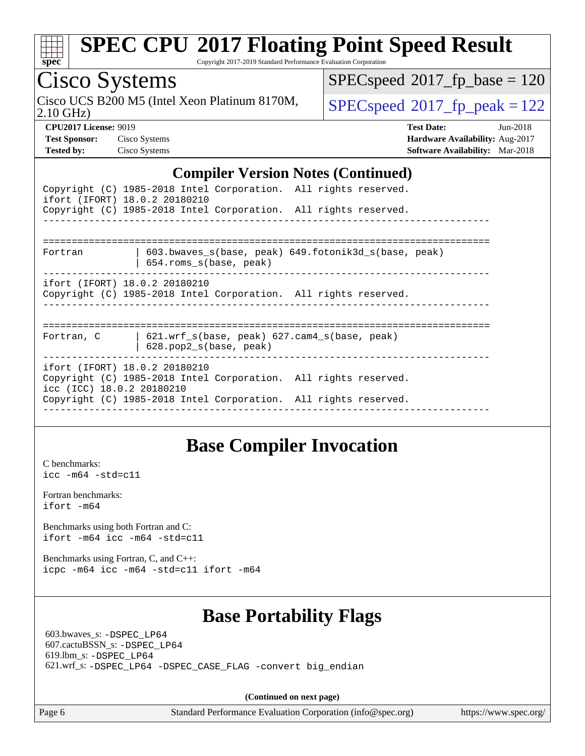## Compiler Version Notes (Continued)

```
Copyright (C) 1985-2018 Intel Corporation.  All rights reserved.
ifort (IFORT) 18.0.2 20180210
Copyright (C) 1985-2018 Intel Corporation.  All rights reserved.
------------------------------------------------------------------------------


==============================================================================
Fortran         | 603.bwaves_s(base, peak) 649.fotonik3d_s(base, peak)
                | 654.roms_s(base, peak)
------------------------------------------------------------------------------
ifort (IFORT) 18.0.2 20180210
Copyright (C) 1985-2018 Intel Corporation.  All rights reserved.
------------------------------------------------------------------------------


==============================================================================
Fortran, C      | 621.wrf_s(base, peak) 627.cam4_s(base, peak)
                | 628.pop2_s(base, peak)
------------------------------------------------------------------------------
ifort (IFORT) 18.0.2 20180210
Copyright (C) 1985-2018 Intel Corporation.  All rights reserved.
icc (ICC) 18.0.2 20180210
Copyright (C) 1985-2018 Intel Corporation.  All rights reserved.
------------------------------------------------------------------------------
```

## Base Compiler Invocation

C benchmarks:
`icc -m64 -std=c11`

Fortran benchmarks:
`ifort -m64`

Benchmarks using both Fortran and C:
`ifort -m64 icc -m64 -std=c11`

Benchmarks using Fortran, C, and C++:
`icpc -m64 icc -m64 -std=c11 ifort -m64`

## Base Portability Flags

603.bwaves_s: `-DSPEC_LP64`
607.cactuBSSN_s: `-DSPEC_LP64`
619.lbm_s: `-DSPEC_LP64`
621.wrf_s: `-DSPEC_LP64 -DSPEC_CASE_FLAG -convert big_endian`

**(Continued on next page)**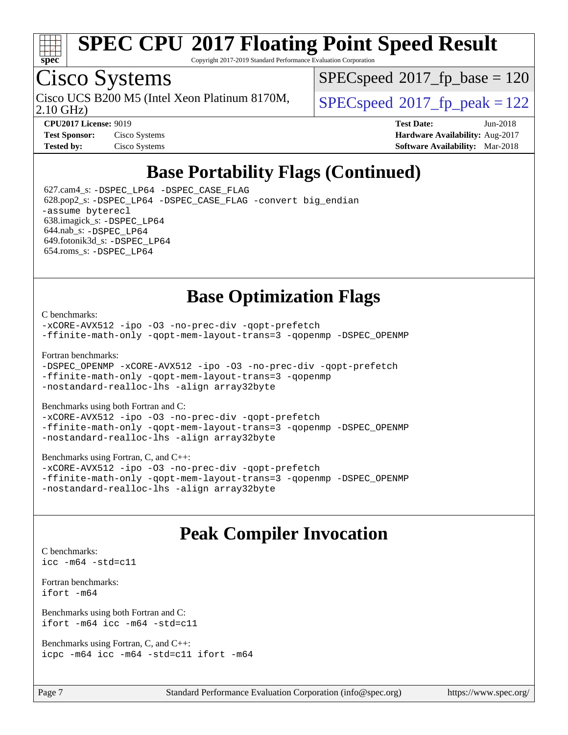## Base Portability Flags (Continued)

627.cam4_s: `-DSPEC_LP64 -DSPEC_CASE_FLAG`
628.pop2_s: `-DSPEC_LP64 -DSPEC_CASE_FLAG -convert big_endian -assume byterecl`
638.imagick_s: `-DSPEC_LP64`
644.nab_s: `-DSPEC_LP64`
649.fotonik3d_s: `-DSPEC_LP64`
654.roms_s: `-DSPEC_LP64`

## Base Optimization Flags

C benchmarks:
```
-xCORE-AVX512 -ipo -O3 -no-prec-div -qopt-prefetch
-ffinite-math-only -qopt-mem-layout-trans=3 -qopenmp -DSPEC_OPENMP
```

Fortran benchmarks:
```
-DSPEC_OPENMP -xCORE-AVX512 -ipo -O3 -no-prec-div -qopt-prefetch
-ffinite-math-only -qopt-mem-layout-trans=3 -qopenmp
-nostandard-realloc-lhs -align array32byte
```

Benchmarks using both Fortran and C:
```
-xCORE-AVX512 -ipo -O3 -no-prec-div -qopt-prefetch
-ffinite-math-only -qopt-mem-layout-trans=3 -qopenmp -DSPEC_OPENMP
-nostandard-realloc-lhs -align array32byte
```

Benchmarks using Fortran, C, and C++:
```
-xCORE-AVX512 -ipo -O3 -no-prec-div -qopt-prefetch
-ffinite-math-only -qopt-mem-layout-trans=3 -qopenmp -DSPEC_OPENMP
-nostandard-realloc-lhs -align array32byte
```

## Peak Compiler Invocation

C benchmarks:
```
icc -m64 -std=c11
```

Fortran benchmarks:
```
ifort -m64
```

Benchmarks using both Fortran and C:
```
ifort -m64 icc -m64 -std=c11
```

Benchmarks using Fortran, C, and C++:
```
icpc -m64 icc -m64 -std=c11 ifort -m64
```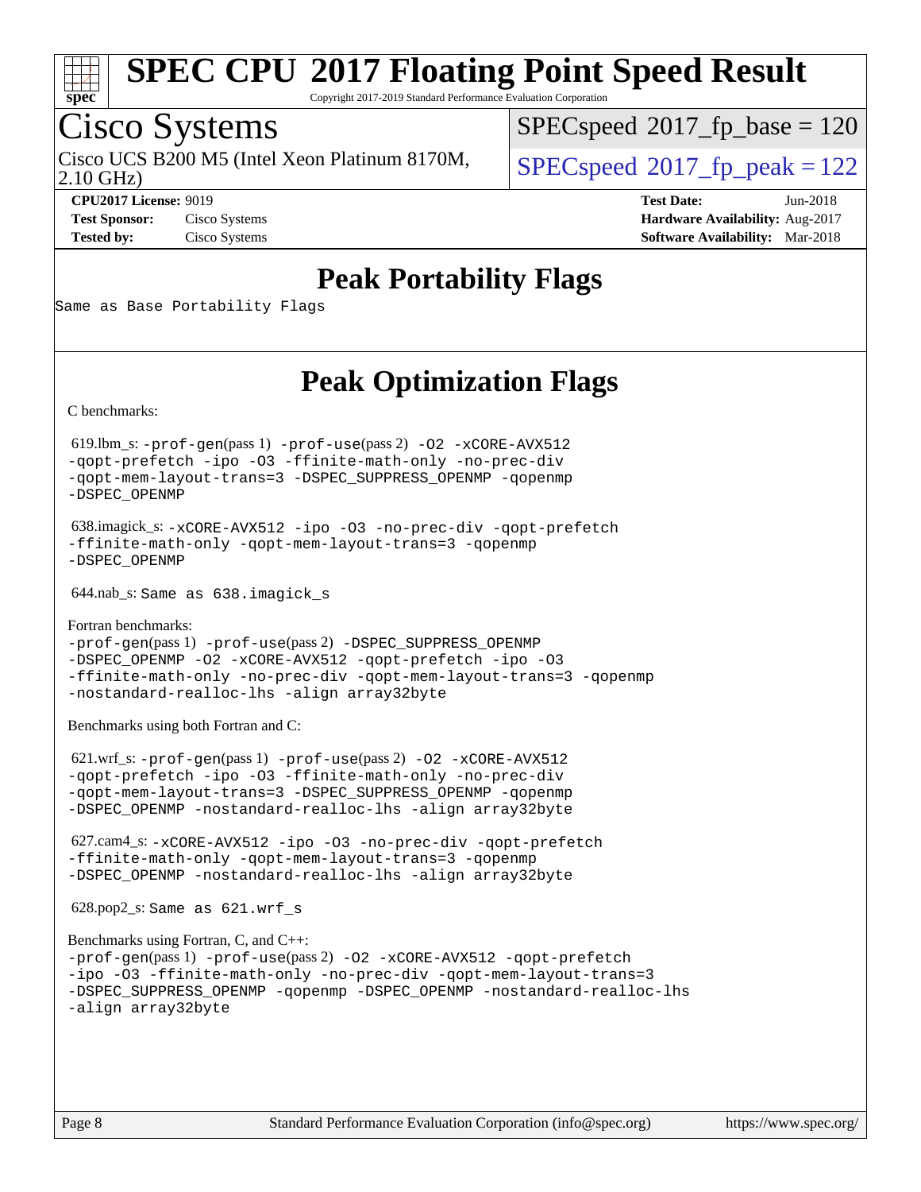# SPEC CPU 2017 Floating Point Speed Result

Copyright 2017-2019 Standard Performance Evaluation Corporation

## Cisco Systems

Cisco UCS B200 M5 (Intel Xeon Platinum 8170M, 2.10 GHz)

SPECspeed 2017_fp_base = 120

SPECspeed 2017_fp_peak = 122

**CPU2017 License:** 9019
**Test Sponsor:** Cisco Systems
**Tested by:** Cisco Systems

**Test Date:** Jun-2018
**Hardware Availability:** Aug-2017
**Software Availability:** Mar-2018

## Peak Portability Flags

Same as Base Portability Flags

## Peak Optimization Flags

C benchmarks:

619.lbm_s: -prof-gen(pass 1) -prof-use(pass 2) -O2 -xCORE-AVX512 -qopt-prefetch -ipo -O3 -ffinite-math-only -no-prec-div -qopt-mem-layout-trans=3 -DSPEC_SUPPRESS_OPENMP -qopenmp -DSPEC_OPENMP

638.imagick_s: -xCORE-AVX512 -ipo -O3 -no-prec-div -qopt-prefetch -ffinite-math-only -qopt-mem-layout-trans=3 -qopenmp -DSPEC_OPENMP

644.nab_s: Same as 638.imagick_s

Fortran benchmarks:

-prof-gen(pass 1) -prof-use(pass 2) -DSPEC_SUPPRESS_OPENMP -DSPEC_OPENMP -O2 -xCORE-AVX512 -qopt-prefetch -ipo -O3 -ffinite-math-only -no-prec-div -qopt-mem-layout-trans=3 -qopenmp -nostandard-realloc-lhs -align array32byte

Benchmarks using both Fortran and C:

621.wrf_s: -prof-gen(pass 1) -prof-use(pass 2) -O2 -xCORE-AVX512 -qopt-prefetch -ipo -O3 -ffinite-math-only -no-prec-div -qopt-mem-layout-trans=3 -DSPEC_SUPPRESS_OPENMP -qopenmp -DSPEC_OPENMP -nostandard-realloc-lhs -align array32byte

627.cam4_s: -xCORE-AVX512 -ipo -O3 -no-prec-div -qopt-prefetch -ffinite-math-only -qopt-mem-layout-trans=3 -qopenmp -DSPEC_OPENMP -nostandard-realloc-lhs -align array32byte

628.pop2_s: Same as 621.wrf_s

Benchmarks using Fortran, C, and C++:

-prof-gen(pass 1) -prof-use(pass 2) -O2 -xCORE-AVX512 -qopt-prefetch -ipo -O3 -ffinite-math-only -no-prec-div -qopt-mem-layout-trans=3 -DSPEC_SUPPRESS_OPENMP -qopenmp -DSPEC_OPENMP -nostandard-realloc-lhs -align array32byte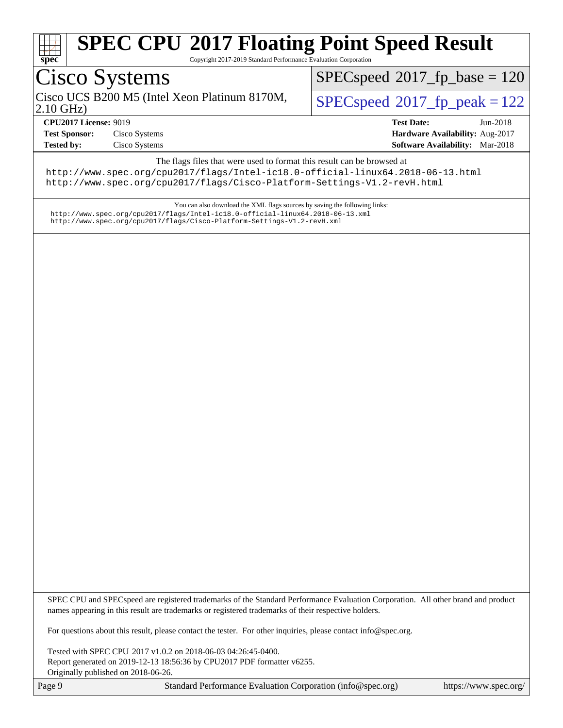The flags files that were used to format this result can be browsed at

http://www.spec.org/cpu2017/flags/Intel-ic18.0-official-linux64.2018-06-13.html
http://www.spec.org/cpu2017/flags/Cisco-Platform-Settings-V1.2-revH.html

You can also download the XML flags sources by saving the following links:

http://www.spec.org/cpu2017/flags/Intel-ic18.0-official-linux64.2018-06-13.xml
http://www.spec.org/cpu2017/flags/Cisco-Platform-Settings-V1.2-revH.xml

SPEC CPU and SPECspeed are registered trademarks of the Standard Performance Evaluation Corporation. All other brand and product names appearing in this result are trademarks or registered trademarks of their respective holders.

For questions about this result, please contact the tester. For other inquiries, please contact info@spec.org.

Tested with SPEC CPU 2017 v1.0.2 on 2018-06-03 04:26:45-0400.
Report generated on 2019-12-13 18:56:36 by CPU2017 PDF formatter v6255.
Originally published on 2018-06-26.